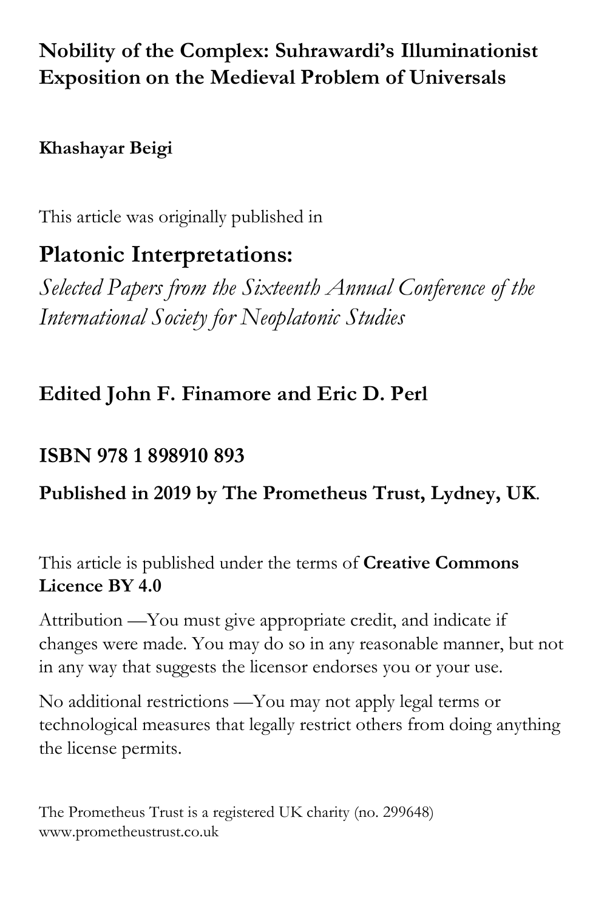**Nobility of the Complex: Suhrawardi's Illuminationist Exposition on the Medieval Problem of Universals**

**Khashayar Beigi**

This article was originally published in

## Platonic Interpretations:

*Selected Papers from the Sixteenth Annual Conference of the International Society for Neoplatonic Studies*

**Edited John F. Finamore and Eric D. Perl**

**ISBN 978 1 898910 893**

**Published in 2019 by The Prometheus Trust, Lydney, UK.**

This article is published under the terms of **Creative Commons Licence BY 4.0**

Attribution —You must give appropriate credit, and indicate if changes were made. You may do so in any reasonable manner, but not in any way that suggests the licensor endorses you or your use.

No additional restrictions —You may not apply legal terms or technological measures that legally restrict others from doing anything the license permits.

The Prometheus Trust is a registered UK charity (no. 299648)
www.prometheustrust.co.uk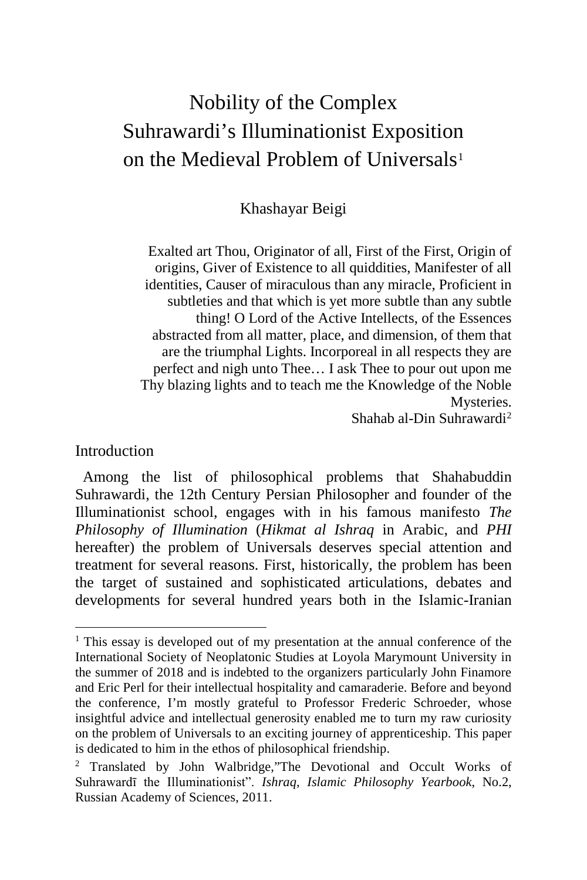# Nobility of the Complex
# Suhrawardi's Illuminationist Exposition on the Medieval Problem of Universals[1]

Khashayar Beigi

> Exalted art Thou, Originator of all, First of the First, Origin of origins, Giver of Existence to all quiddities, Manifester of all identities, Causer of miraculous than any miracle, Proficient in subtleties and that which is yet more subtle than any subtle thing! O Lord of the Active Intellects, of the Essences abstracted from all matter, place, and dimension, of them that are the triumphal Lights. Incorporeal in all respects they are perfect and nigh unto Thee… I ask Thee to pour out upon me Thy blazing lights and to teach me the Knowledge of the Noble Mysteries.
>
> Shahab al-Din Suhrawardi[2]

## Introduction

Among the list of philosophical problems that Shahabuddin Suhrawardi, the 12th Century Persian Philosopher and founder of the Illuminationist school, engages with in his famous manifesto *The Philosophy of Illumination* (*Hikmat al Ishraq* in Arabic, and *PHI* hereafter) the problem of Universals deserves special attention and treatment for several reasons. First, historically, the problem has been the target of sustained and sophisticated articulations, debates and developments for several hundred years both in the Islamic-Iranian

---

[1] This essay is developed out of my presentation at the annual conference of the International Society of Neoplatonic Studies at Loyola Marymount University in the summer of 2018 and is indebted to the organizers particularly John Finamore and Eric Perl for their intellectual hospitality and camaraderie. Before and beyond the conference, I'm mostly grateful to Professor Frederic Schroeder, whose insightful advice and intellectual generosity enabled me to turn my raw curiosity on the problem of Universals to an exciting journey of apprenticeship. This paper is dedicated to him in the ethos of philosophical friendship.

[2] Translated by John Walbridge,"The Devotional and Occult Works of Suhrawardī the Illuminationist". *Ishraq, Islamic Philosophy Yearbook*, No.2, Russian Academy of Sciences, 2011.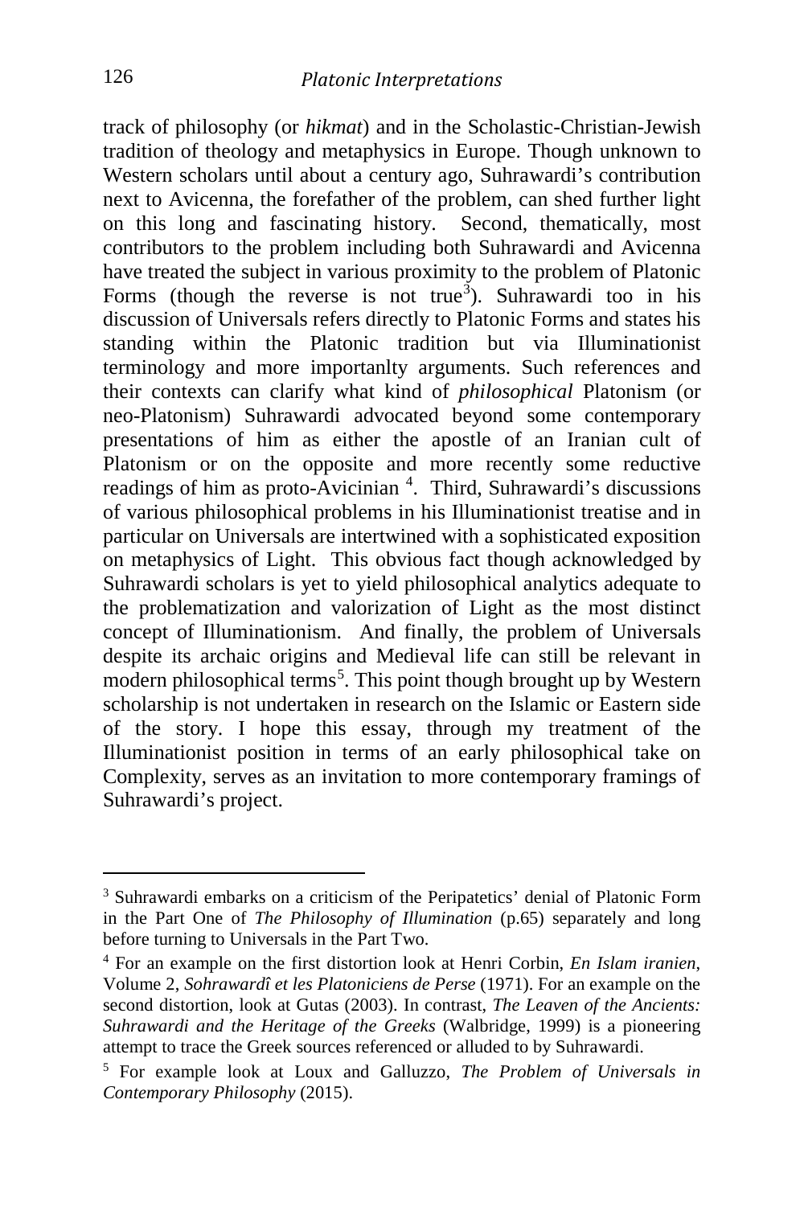track of philosophy (or *hikmat*) and in the Scholastic-Christian-Jewish tradition of theology and metaphysics in Europe. Though unknown to Western scholars until about a century ago, Suhrawardi's contribution next to Avicenna, the forefather of the problem, can shed further light on this long and fascinating history. Second, thematically, most contributors to the problem including both Suhrawardi and Avicenna have treated the subject in various proximity to the problem of Platonic Forms (though the reverse is not true[3]). Suhrawardi too in his discussion of Universals refers directly to Platonic Forms and states his standing within the Platonic tradition but via Illuminationist terminology and more importanlty arguments. Such references and their contexts can clarify what kind of *philosophical* Platonism (or neo-Platonism) Suhrawardi advocated beyond some contemporary presentations of him as either the apostle of an Iranian cult of Platonism or on the opposite and more recently some reductive readings of him as proto-Avicinian [4]. Third, Suhrawardi's discussions of various philosophical problems in his Illuminationist treatise and in particular on Universals are intertwined with a sophisticated exposition on metaphysics of Light. This obvious fact though acknowledged by Suhrawardi scholars is yet to yield philosophical analytics adequate to the problematization and valorization of Light as the most distinct concept of Illuminationism. And finally, the problem of Universals despite its archaic origins and Medieval life can still be relevant in modern philosophical terms[5]. This point though brought up by Western scholarship is not undertaken in research on the Islamic or Eastern side of the story. I hope this essay, through my treatment of the Illuminationist position in terms of an early philosophical take on Complexity, serves as an invitation to more contemporary framings of Suhrawardi's project.

---

[3] Suhrawardi embarks on a criticism of the Peripatetics' denial of Platonic Form in the Part One of *The Philosophy of Illumination* (p.65) separately and long before turning to Universals in the Part Two.

[4] For an example on the first distortion look at Henri Corbin, *En Islam iranien*, Volume 2, *Sohrawardî et les Platoniciens de Perse* (1971). For an example on the second distortion, look at Gutas (2003). In contrast, *The Leaven of the Ancients: Suhrawardi and the Heritage of the Greeks* (Walbridge, 1999) is a pioneering attempt to trace the Greek sources referenced or alluded to by Suhrawardi.

[5] For example look at Loux and Galluzzo, *The Problem of Universals in Contemporary Philosophy* (2015).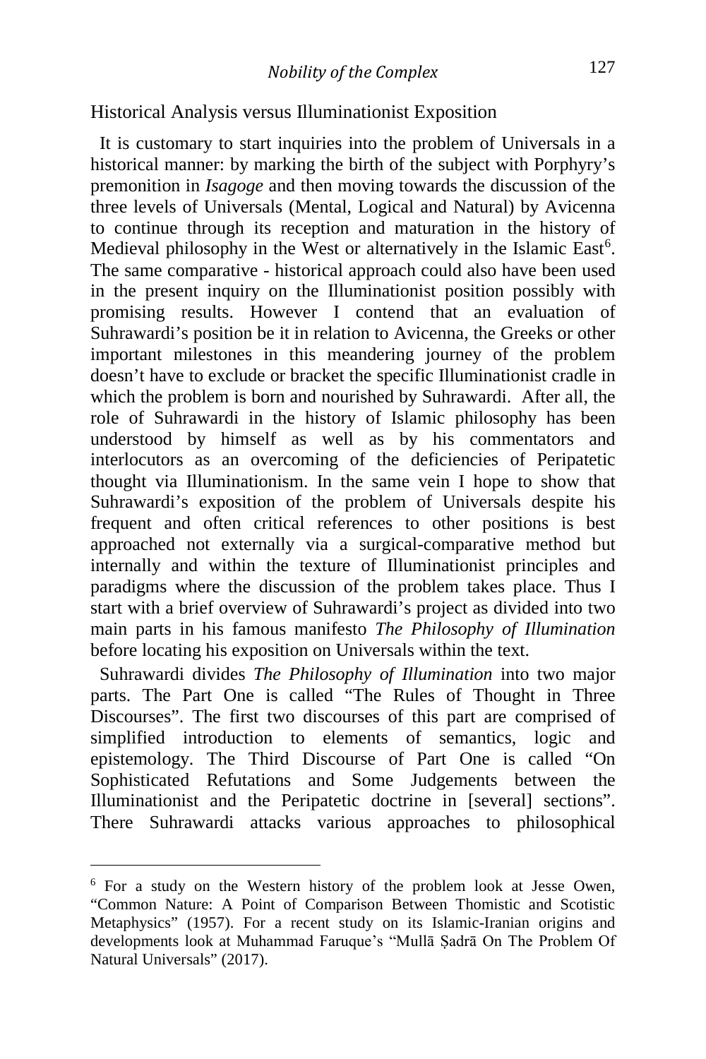## Historical Analysis versus Illuminationist Exposition

It is customary to start inquiries into the problem of Universals in a historical manner: by marking the birth of the subject with Porphyry's premonition in *Isagoge* and then moving towards the discussion of the three levels of Universals (Mental, Logical and Natural) by Avicenna to continue through its reception and maturation in the history of Medieval philosophy in the West or alternatively in the Islamic East[6]. The same comparative - historical approach could also have been used in the present inquiry on the Illuminationist position possibly with promising results. However I contend that an evaluation of Suhrawardi's position be it in relation to Avicenna, the Greeks or other important milestones in this meandering journey of the problem doesn't have to exclude or bracket the specific Illuminationist cradle in which the problem is born and nourished by Suhrawardi. After all, the role of Suhrawardi in the history of Islamic philosophy has been understood by himself as well as by his commentators and interlocutors as an overcoming of the deficiencies of Peripatetic thought via Illuminationism. In the same vein I hope to show that Suhrawardi's exposition of the problem of Universals despite his frequent and often critical references to other positions is best approached not externally via a surgical-comparative method but internally and within the texture of Illuminationist principles and paradigms where the discussion of the problem takes place. Thus I start with a brief overview of Suhrawardi's project as divided into two main parts in his famous manifesto *The Philosophy of Illumination* before locating his exposition on Universals within the text.

Suhrawardi divides *The Philosophy of Illumination* into two major parts. The Part One is called "The Rules of Thought in Three Discourses". The first two discourses of this part are comprised of simplified introduction to elements of semantics, logic and epistemology. The Third Discourse of Part One is called "On Sophisticated Refutations and Some Judgements between the Illuminationist and the Peripatetic doctrine in [several] sections". There Suhrawardi attacks various approaches to philosophical

---

[6] For a study on the Western history of the problem look at Jesse Owen, "Common Nature: A Point of Comparison Between Thomistic and Scotistic Metaphysics" (1957). For a recent study on its Islamic-Iranian origins and developments look at Muhammad Faruque's "Mullā Ṣadrā On The Problem Of Natural Universals" (2017).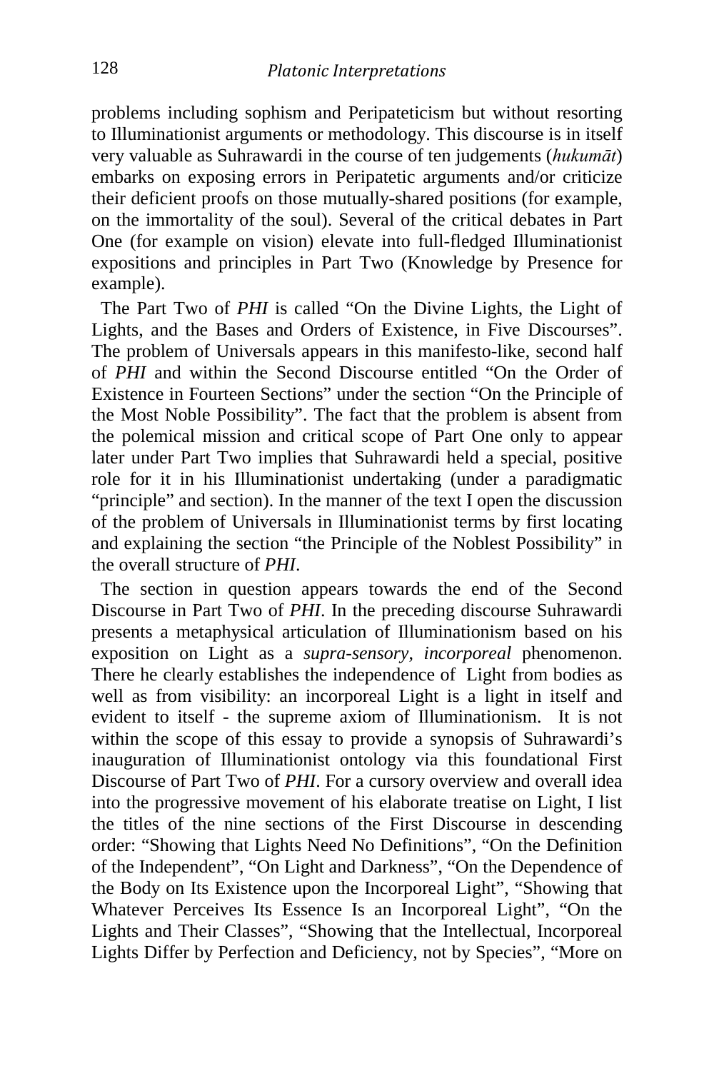problems including sophism and Peripateticism but without resorting to Illuminationist arguments or methodology. This discourse is in itself very valuable as Suhrawardi in the course of ten judgements (*hukumāt*) embarks on exposing errors in Peripatetic arguments and/or criticize their deficient proofs on those mutually-shared positions (for example, on the immortality of the soul). Several of the critical debates in Part One (for example on vision) elevate into full-fledged Illuminationist expositions and principles in Part Two (Knowledge by Presence for example).

The Part Two of *PHI* is called "On the Divine Lights, the Light of Lights, and the Bases and Orders of Existence, in Five Discourses". The problem of Universals appears in this manifesto-like, second half of *PHI* and within the Second Discourse entitled "On the Order of Existence in Fourteen Sections" under the section "On the Principle of the Most Noble Possibility". The fact that the problem is absent from the polemical mission and critical scope of Part One only to appear later under Part Two implies that Suhrawardi held a special, positive role for it in his Illuminationist undertaking (under a paradigmatic "principle" and section). In the manner of the text I open the discussion of the problem of Universals in Illuminationist terms by first locating and explaining the section "the Principle of the Noblest Possibility" in the overall structure of *PHI*.

The section in question appears towards the end of the Second Discourse in Part Two of *PHI*. In the preceding discourse Suhrawardi presents a metaphysical articulation of Illuminationism based on his exposition on Light as a *supra-sensory*, *incorporeal* phenomenon. There he clearly establishes the independence of Light from bodies as well as from visibility: an incorporeal Light is a light in itself and evident to itself - the supreme axiom of Illuminationism. It is not within the scope of this essay to provide a synopsis of Suhrawardi's inauguration of Illuminationist ontology via this foundational First Discourse of Part Two of *PHI*. For a cursory overview and overall idea into the progressive movement of his elaborate treatise on Light, I list the titles of the nine sections of the First Discourse in descending order: "Showing that Lights Need No Definitions", "On the Definition of the Independent", "On Light and Darkness", "On the Dependence of the Body on Its Existence upon the Incorporeal Light", "Showing that Whatever Perceives Its Essence Is an Incorporeal Light", "On the Lights and Their Classes", "Showing that the Intellectual, Incorporeal Lights Differ by Perfection and Deficiency, not by Species", "More on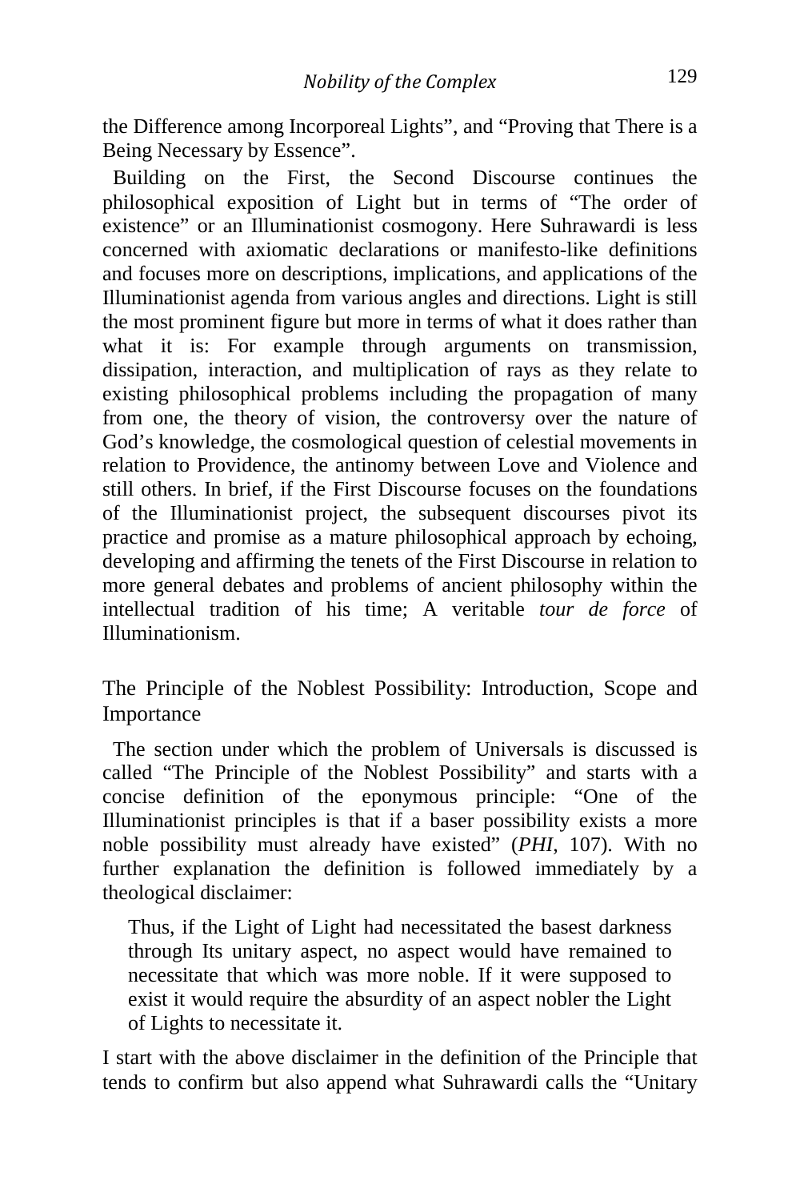the Difference among Incorporeal Lights", and "Proving that There is a Being Necessary by Essence".

Building on the First, the Second Discourse continues the philosophical exposition of Light but in terms of "The order of existence" or an Illuminationist cosmogony. Here Suhrawardi is less concerned with axiomatic declarations or manifesto-like definitions and focuses more on descriptions, implications, and applications of the Illuminationist agenda from various angles and directions. Light is still the most prominent figure but more in terms of what it does rather than what it is: For example through arguments on transmission, dissipation, interaction, and multiplication of rays as they relate to existing philosophical problems including the propagation of many from one, the theory of vision, the controversy over the nature of God's knowledge, the cosmological question of celestial movements in relation to Providence, the antinomy between Love and Violence and still others. In brief, if the First Discourse focuses on the foundations of the Illuminationist project, the subsequent discourses pivot its practice and promise as a mature philosophical approach by echoing, developing and affirming the tenets of the First Discourse in relation to more general debates and problems of ancient philosophy within the intellectual tradition of his time; A veritable *tour de force* of Illuminationism.

## The Principle of the Noblest Possibility: Introduction, Scope and Importance

The section under which the problem of Universals is discussed is called "The Principle of the Noblest Possibility" and starts with a concise definition of the eponymous principle: "One of the Illuminationist principles is that if a baser possibility exists a more noble possibility must already have existed" (*PHI*, 107). With no further explanation the definition is followed immediately by a theological disclaimer:

> Thus, if the Light of Light had necessitated the basest darkness through Its unitary aspect, no aspect would have remained to necessitate that which was more noble. If it were supposed to exist it would require the absurdity of an aspect nobler the Light of Lights to necessitate it.

I start with the above disclaimer in the definition of the Principle that tends to confirm but also append what Suhrawardi calls the "Unitary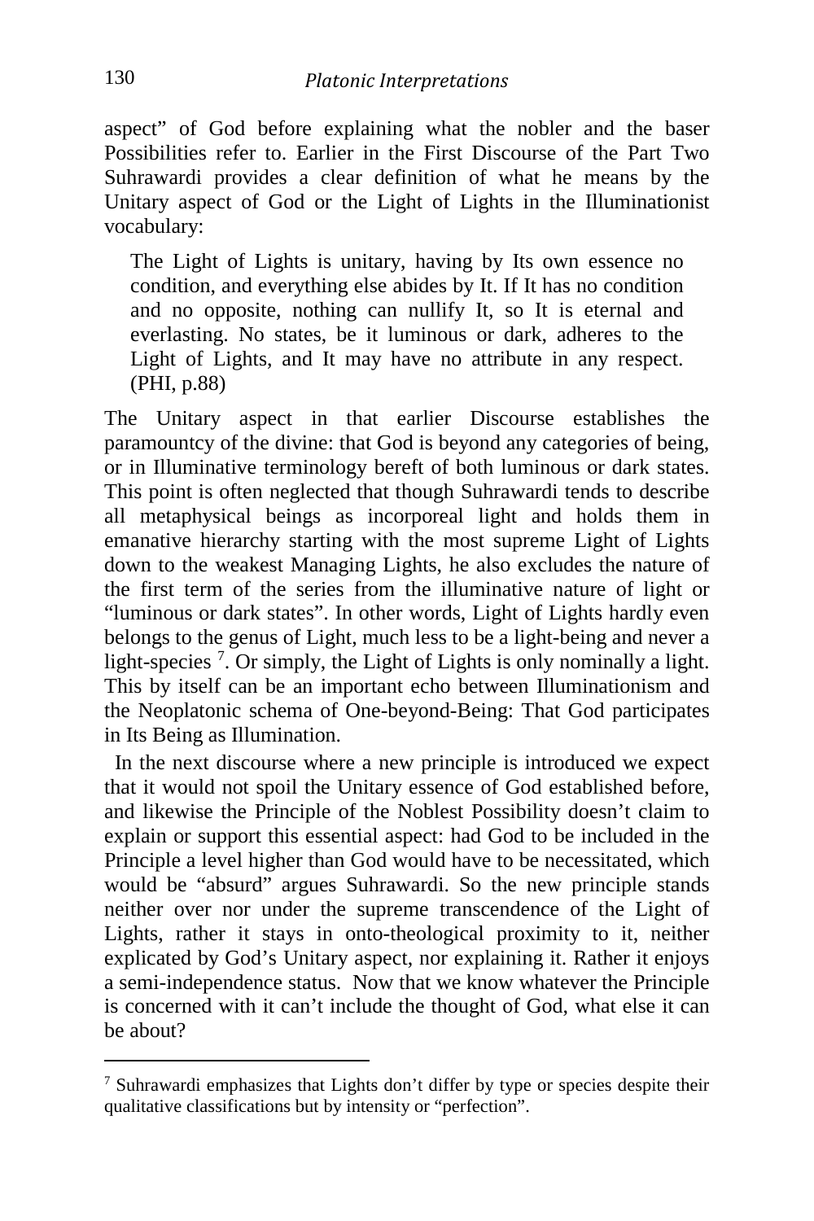aspect" of God before explaining what the nobler and the baser Possibilities refer to. Earlier in the First Discourse of the Part Two Suhrawardi provides a clear definition of what he means by the Unitary aspect of God or the Light of Lights in the Illuminationist vocabulary:

> The Light of Lights is unitary, having by Its own essence no condition, and everything else abides by It. If It has no condition and no opposite, nothing can nullify It, so It is eternal and everlasting. No states, be it luminous or dark, adheres to the Light of Lights, and It may have no attribute in any respect. (PHI, p.88)

The Unitary aspect in that earlier Discourse establishes the paramountcy of the divine: that God is beyond any categories of being, or in Illuminative terminology bereft of both luminous or dark states. This point is often neglected that though Suhrawardi tends to describe all metaphysical beings as incorporeal light and holds them in emanative hierarchy starting with the most supreme Light of Lights down to the weakest Managing Lights, he also excludes the nature of the first term of the series from the illuminative nature of light or "luminous or dark states". In other words, Light of Lights hardly even belongs to the genus of Light, much less to be a light-being and never a light-species [7]. Or simply, the Light of Lights is only nominally a light. This by itself can be an important echo between Illuminationism and the Neoplatonic schema of One-beyond-Being: That God participates in Its Being as Illumination.

In the next discourse where a new principle is introduced we expect that it would not spoil the Unitary essence of God established before, and likewise the Principle of the Noblest Possibility doesn't claim to explain or support this essential aspect: had God to be included in the Principle a level higher than God would have to be necessitated, which would be "absurd" argues Suhrawardi. So the new principle stands neither over nor under the supreme transcendence of the Light of Lights, rather it stays in onto-theological proximity to it, neither explicated by God's Unitary aspect, nor explaining it. Rather it enjoys a semi-independence status. Now that we know whatever the Principle is concerned with it can't include the thought of God, what else it can be about?

---

[7] Suhrawardi emphasizes that Lights don't differ by type or species despite their qualitative classifications but by intensity or "perfection".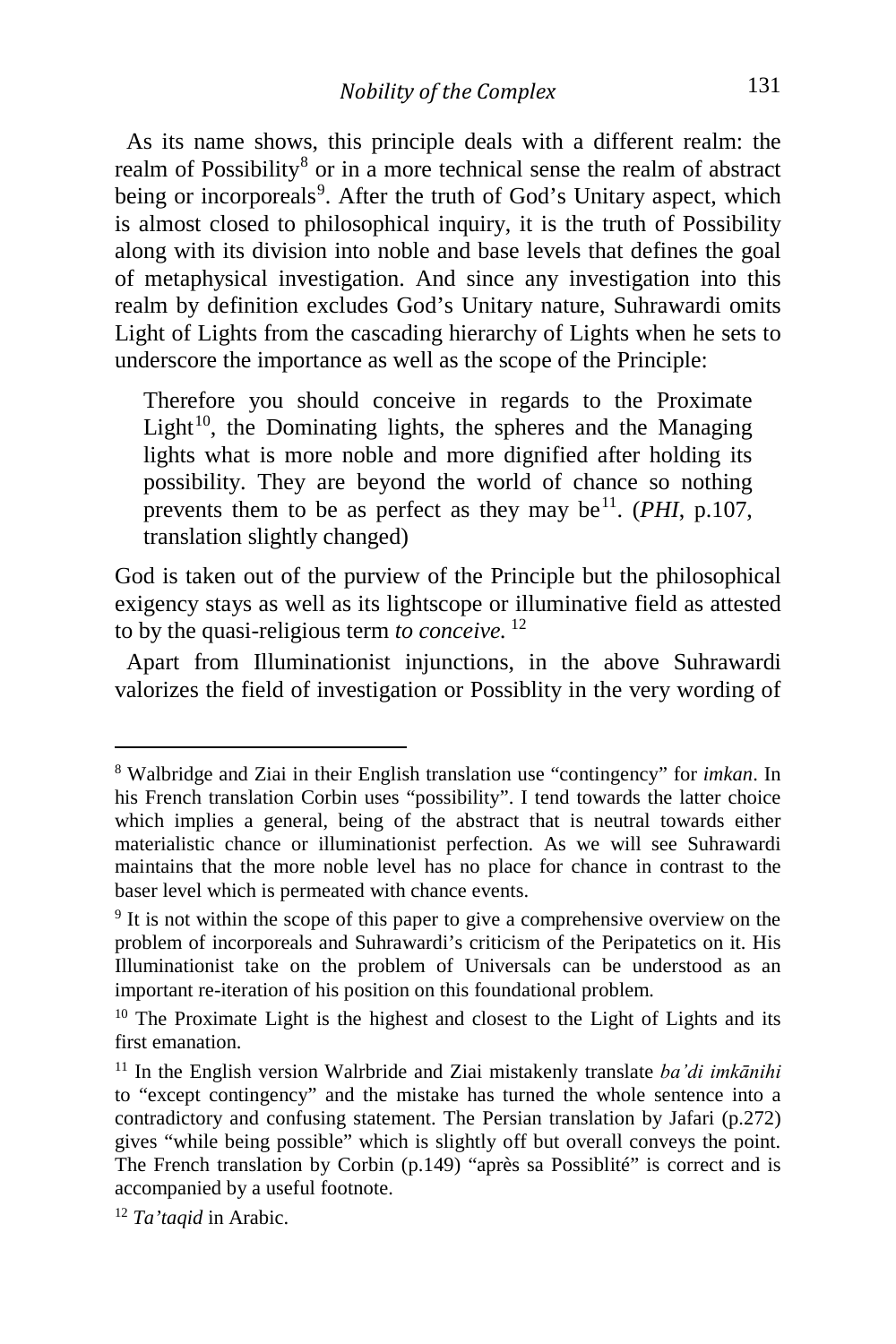As its name shows, this principle deals with a different realm: the realm of Possibility[8] or in a more technical sense the realm of abstract being or incorporeals[9]. After the truth of God's Unitary aspect, which is almost closed to philosophical inquiry, it is the truth of Possibility along with its division into noble and base levels that defines the goal of metaphysical investigation. And since any investigation into this realm by definition excludes God's Unitary nature, Suhrawardi omits Light of Lights from the cascading hierarchy of Lights when he sets to underscore the importance as well as the scope of the Principle:

> Therefore you should conceive in regards to the Proximate Light[10], the Dominating lights, the spheres and the Managing lights what is more noble and more dignified after holding its possibility. They are beyond the world of chance so nothing prevents them to be as perfect as they may be[11]. (*PHI*, p.107, translation slightly changed)

God is taken out of the purview of the Principle but the philosophical exigency stays as well as its lightscope or illuminative field as attested to by the quasi-religious term *to conceive.*[12]

Apart from Illuminationist injunctions, in the above Suhrawardi valorizes the field of investigation or Possiblity in the very wording of

---

[8] Walbridge and Ziai in their English translation use "contingency" for *imkan*. In his French translation Corbin uses "possibility". I tend towards the latter choice which implies a general, being of the abstract that is neutral towards either materialistic chance or illuminationist perfection. As we will see Suhrawardi maintains that the more noble level has no place for chance in contrast to the baser level which is permeated with chance events.

[9] It is not within the scope of this paper to give a comprehensive overview on the problem of incorporeals and Suhrawardi's criticism of the Peripatetics on it. His Illuminationist take on the problem of Universals can be understood as an important re-iteration of his position on this foundational problem.

[10] The Proximate Light is the highest and closest to the Light of Lights and its first emanation.

[11] In the English version Walrbride and Ziai mistakenly translate *ba'di imkānihi* to "except contingency" and the mistake has turned the whole sentence into a contradictory and confusing statement. The Persian translation by Jafari (p.272) gives "while being possible" which is slightly off but overall conveys the point. The French translation by Corbin (p.149) "après sa Possiblité" is correct and is accompanied by a useful footnote.

[12] *Ta'taqid* in Arabic.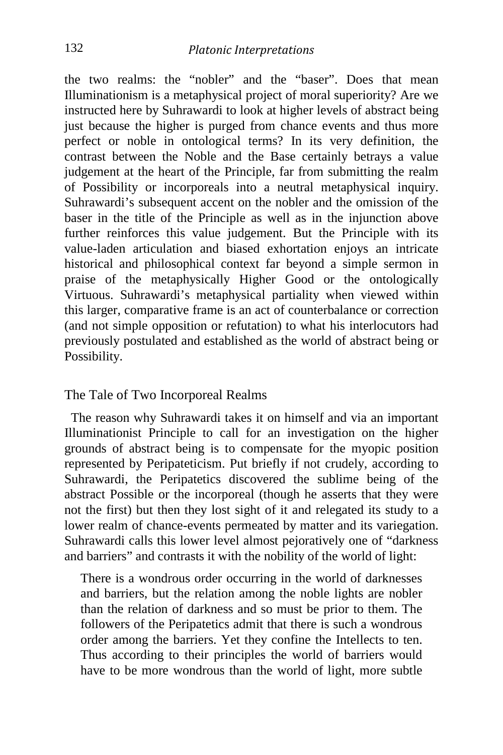the two realms: the "nobler" and the "baser". Does that mean Illuminationism is a metaphysical project of moral superiority? Are we instructed here by Suhrawardi to look at higher levels of abstract being just because the higher is purged from chance events and thus more perfect or noble in ontological terms? In its very definition, the contrast between the Noble and the Base certainly betrays a value judgement at the heart of the Principle, far from submitting the realm of Possibility or incorporeals into a neutral metaphysical inquiry. Suhrawardi's subsequent accent on the nobler and the omission of the baser in the title of the Principle as well as in the injunction above further reinforces this value judgement. But the Principle with its value-laden articulation and biased exhortation enjoys an intricate historical and philosophical context far beyond a simple sermon in praise of the metaphysically Higher Good or the ontologically Virtuous. Suhrawardi's metaphysical partiality when viewed within this larger, comparative frame is an act of counterbalance or correction (and not simple opposition or refutation) to what his interlocutors had previously postulated and established as the world of abstract being or Possibility.

## The Tale of Two Incorporeal Realms

The reason why Suhrawardi takes it on himself and via an important Illuminationist Principle to call for an investigation on the higher grounds of abstract being is to compensate for the myopic position represented by Peripateticism. Put briefly if not crudely, according to Suhrawardi, the Peripatetics discovered the sublime being of the abstract Possible or the incorporeal (though he asserts that they were not the first) but then they lost sight of it and relegated its study to a lower realm of chance-events permeated by matter and its variegation. Suhrawardi calls this lower level almost pejoratively one of "darkness and barriers" and contrasts it with the nobility of the world of light:

> There is a wondrous order occurring in the world of darknesses and barriers, but the relation among the noble lights are nobler than the relation of darkness and so must be prior to them. The followers of the Peripatetics admit that there is such a wondrous order among the barriers. Yet they confine the Intellects to ten. Thus according to their principles the world of barriers would have to be more wondrous than the world of light, more subtle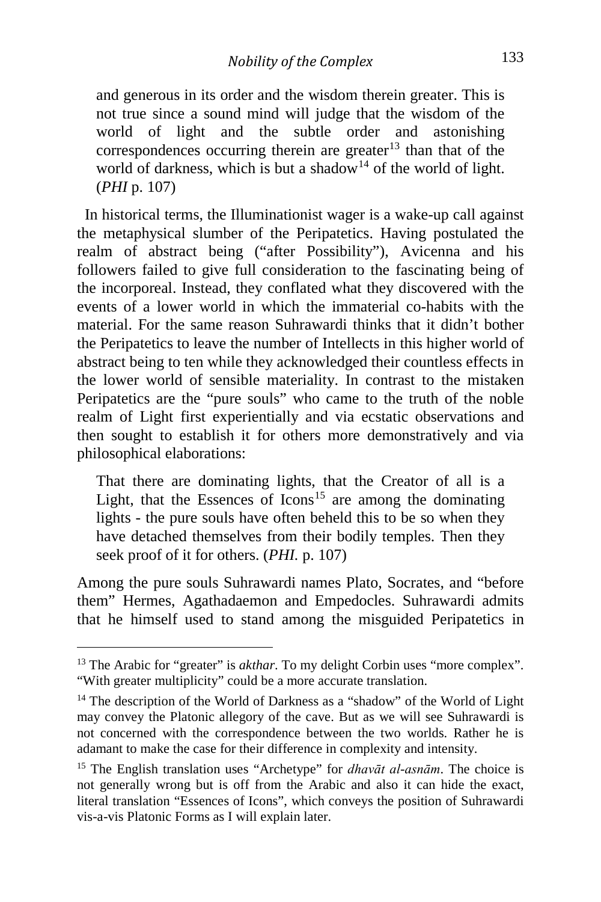> and generous in its order and the wisdom therein greater. This is not true since a sound mind will judge that the wisdom of the world of light and the subtle order and astonishing correspondences occurring therein are greater[13] than that of the world of darkness, which is but a shadow[14] of the world of light. (*PHI* p. 107)

In historical terms, the Illuminationist wager is a wake-up call against the metaphysical slumber of the Peripatetics. Having postulated the realm of abstract being ("after Possibility"), Avicenna and his followers failed to give full consideration to the fascinating being of the incorporeal. Instead, they conflated what they discovered with the events of a lower world in which the immaterial co-habits with the material. For the same reason Suhrawardi thinks that it didn't bother the Peripatetics to leave the number of Intellects in this higher world of abstract being to ten while they acknowledged their countless effects in the lower world of sensible materiality. In contrast to the mistaken Peripatetics are the "pure souls" who came to the truth of the noble realm of Light first experientially and via ecstatic observations and then sought to establish it for others more demonstratively and via philosophical elaborations:

> That there are dominating lights, that the Creator of all is a Light, that the Essences of Icons[15] are among the dominating lights - the pure souls have often beheld this to be so when they have detached themselves from their bodily temples. Then they seek proof of it for others. (*PHI.* p. 107)

Among the pure souls Suhrawardi names Plato, Socrates, and "before them" Hermes, Agathadaemon and Empedocles. Suhrawardi admits that he himself used to stand among the misguided Peripatetics in

---

[13] The Arabic for "greater" is *akthar*. To my delight Corbin uses "more complex". "With greater multiplicity" could be a more accurate translation.

[14] The description of the World of Darkness as a "shadow" of the World of Light may convey the Platonic allegory of the cave. But as we will see Suhrawardi is not concerned with the correspondence between the two worlds. Rather he is adamant to make the case for their difference in complexity and intensity.

[15] The English translation uses "Archetype" for *dhavāt al-asnām*. The choice is not generally wrong but is off from the Arabic and also it can hide the exact, literal translation "Essences of Icons", which conveys the position of Suhrawardi vis-a-vis Platonic Forms as I will explain later.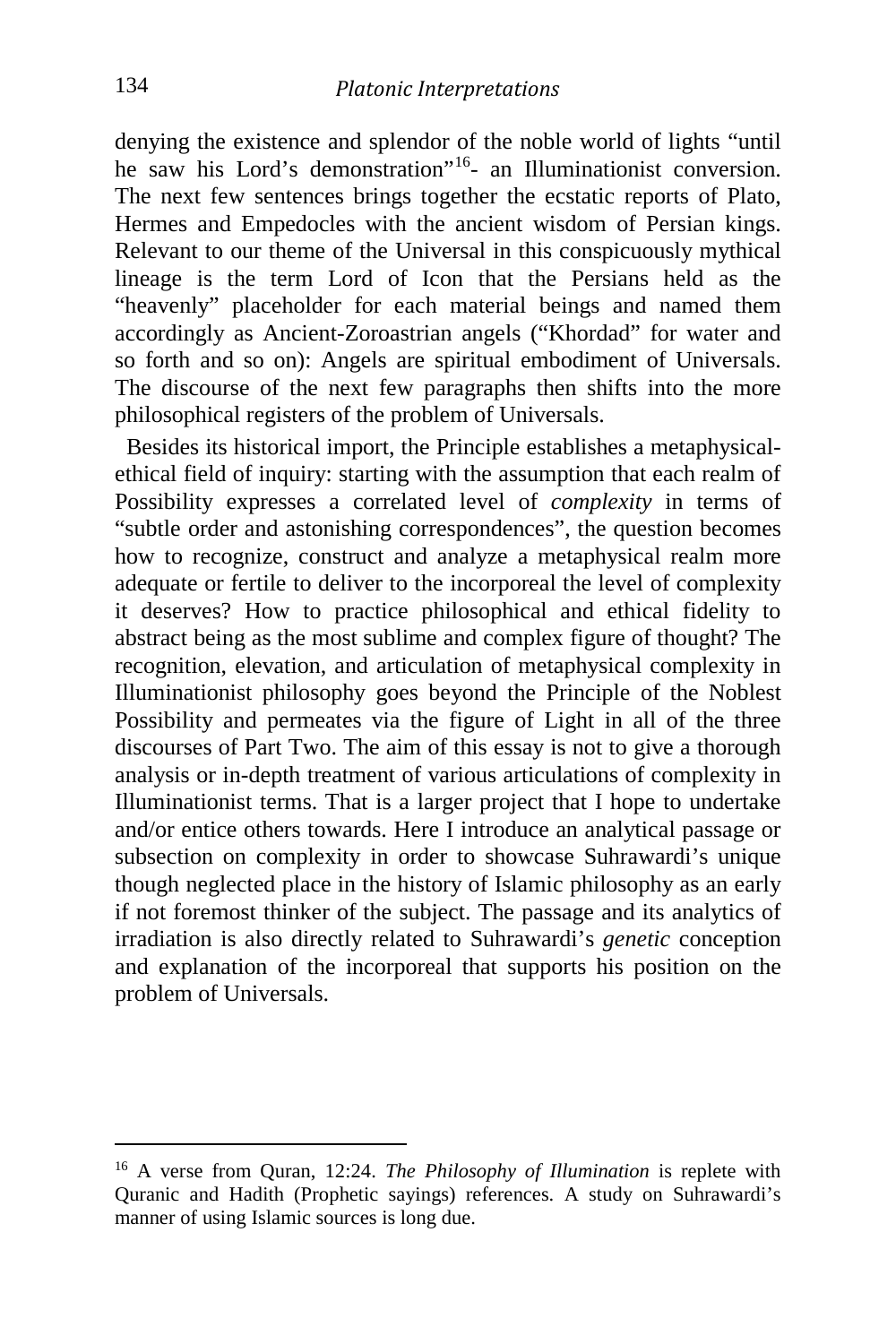denying the existence and splendor of the noble world of lights "until he saw his Lord's demonstration"[16]- an Illuminationist conversion. The next few sentences brings together the ecstatic reports of Plato, Hermes and Empedocles with the ancient wisdom of Persian kings. Relevant to our theme of the Universal in this conspicuously mythical lineage is the term Lord of Icon that the Persians held as the "heavenly" placeholder for each material beings and named them accordingly as Ancient-Zoroastrian angels ("Khordad" for water and so forth and so on): Angels are spiritual embodiment of Universals. The discourse of the next few paragraphs then shifts into the more philosophical registers of the problem of Universals.

Besides its historical import, the Principle establishes a metaphysical-ethical field of inquiry: starting with the assumption that each realm of Possibility expresses a correlated level of *complexity* in terms of "subtle order and astonishing correspondences", the question becomes how to recognize, construct and analyze a metaphysical realm more adequate or fertile to deliver to the incorporeal the level of complexity it deserves? How to practice philosophical and ethical fidelity to abstract being as the most sublime and complex figure of thought? The recognition, elevation, and articulation of metaphysical complexity in Illuminationist philosophy goes beyond the Principle of the Noblest Possibility and permeates via the figure of Light in all of the three discourses of Part Two. The aim of this essay is not to give a thorough analysis or in-depth treatment of various articulations of complexity in Illuminationist terms. That is a larger project that I hope to undertake and/or entice others towards. Here I introduce an analytical passage or subsection on complexity in order to showcase Suhrawardi's unique though neglected place in the history of Islamic philosophy as an early if not foremost thinker of the subject. The passage and its analytics of irradiation is also directly related to Suhrawardi's *genetic* conception and explanation of the incorporeal that supports his position on the problem of Universals.

---

[16] A verse from Quran, 12:24. *The Philosophy of Illumination* is replete with Quranic and Hadith (Prophetic sayings) references. A study on Suhrawardi's manner of using Islamic sources is long due.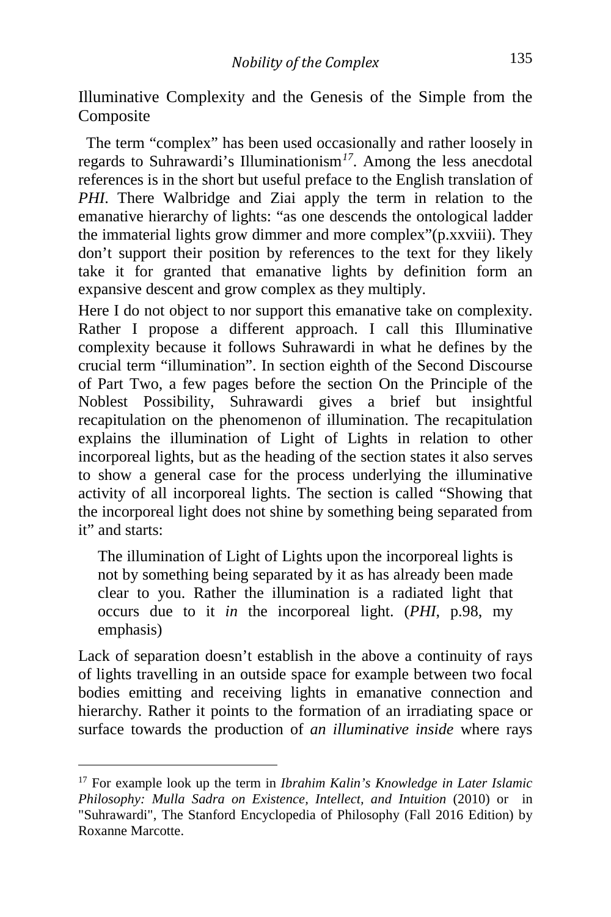## Illuminative Complexity and the Genesis of the Simple from the Composite

The term "complex" has been used occasionally and rather loosely in regards to Suhrawardi's Illuminationism[17]. Among the less anecdotal references is in the short but useful preface to the English translation of *PHI*. There Walbridge and Ziai apply the term in relation to the emanative hierarchy of lights: "as one descends the ontological ladder the immaterial lights grow dimmer and more complex"(p.xxviii). They don't support their position by references to the text for they likely take it for granted that emanative lights by definition form an expansive descent and grow complex as they multiply.

Here I do not object to nor support this emanative take on complexity. Rather I propose a different approach. I call this Illuminative complexity because it follows Suhrawardi in what he defines by the crucial term "illumination". In section eighth of the Second Discourse of Part Two, a few pages before the section On the Principle of the Noblest Possibility, Suhrawardi gives a brief but insightful recapitulation on the phenomenon of illumination. The recapitulation explains the illumination of Light of Lights in relation to other incorporeal lights, but as the heading of the section states it also serves to show a general case for the process underlying the illuminative activity of all incorporeal lights. The section is called "Showing that the incorporeal light does not shine by something being separated from it" and starts:

> The illumination of Light of Lights upon the incorporeal lights is not by something being separated by it as has already been made clear to you. Rather the illumination is a radiated light that occurs due to it *in* the incorporeal light. (*PHI*, p.98, my emphasis)

Lack of separation doesn't establish in the above a continuity of rays of lights travelling in an outside space for example between two focal bodies emitting and receiving lights in emanative connection and hierarchy. Rather it points to the formation of an irradiating space or surface towards the production of *an illuminative inside* where rays

---

[17] For example look up the term in *Ibrahim Kalin's Knowledge in Later Islamic Philosophy: Mulla Sadra on Existence, Intellect, and Intuition* (2010) or in "Suhrawardi", The Stanford Encyclopedia of Philosophy (Fall 2016 Edition) by Roxanne Marcotte.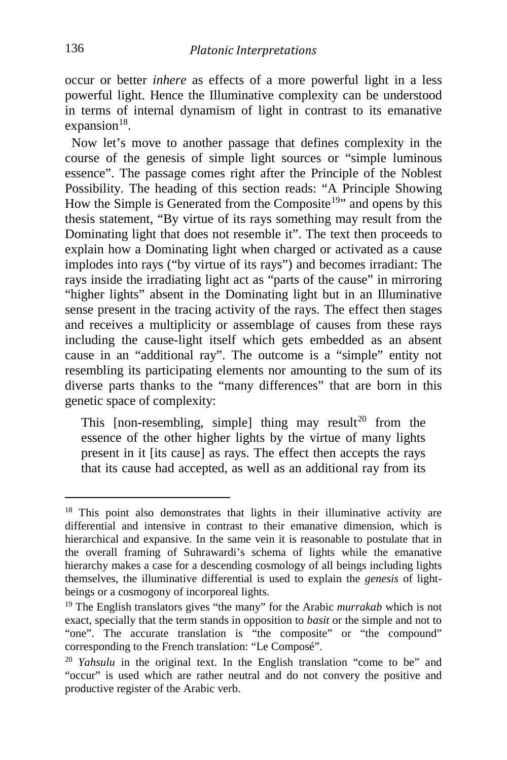occur or better *inhere* as effects of a more powerful light in a less powerful light. Hence the Illuminative complexity can be understood in terms of internal dynamism of light in contrast to its emanative expansion[18].

Now let's move to another passage that defines complexity in the course of the genesis of simple light sources or "simple luminous essence". The passage comes right after the Principle of the Noblest Possibility. The heading of this section reads: "A Principle Showing How the Simple is Generated from the Composite[19]" and opens by this thesis statement, "By virtue of its rays something may result from the Dominating light that does not resemble it". The text then proceeds to explain how a Dominating light when charged or activated as a cause implodes into rays ("by virtue of its rays") and becomes irradiant: The rays inside the irradiating light act as "parts of the cause" in mirroring "higher lights" absent in the Dominating light but in an Illuminative sense present in the tracing activity of the rays. The effect then stages and receives a multiplicity or assemblage of causes from these rays including the cause-light itself which gets embedded as an absent cause in an "additional ray". The outcome is a "simple" entity not resembling its participating elements nor amounting to the sum of its diverse parts thanks to the "many differences" that are born in this genetic space of complexity:

> This [non-resembling, simple] thing may result[20] from the essence of the other higher lights by the virtue of many lights present in it [its cause] as rays. The effect then accepts the rays that its cause had accepted, as well as an additional ray from its

---

[18] This point also demonstrates that lights in their illuminative activity are differential and intensive in contrast to their emanative dimension, which is hierarchical and expansive. In the same vein it is reasonable to postulate that in the overall framing of Suhrawardi's schema of lights while the emanative hierarchy makes a case for a descending cosmology of all beings including lights themselves, the illuminative differential is used to explain the *genesis* of light-beings or a cosmogony of incorporeal lights.

[19] The English translators gives "the many" for the Arabic *murrakab* which is not exact, specially that the term stands in opposition to *basit* or the simple and not to "one". The accurate translation is "the composite" or "the compound" corresponding to the French translation: "Le Composé".

[20] *Yahsulu* in the original text. In the English translation "come to be" and "occur" is used which are rather neutral and do not convery the positive and productive register of the Arabic verb.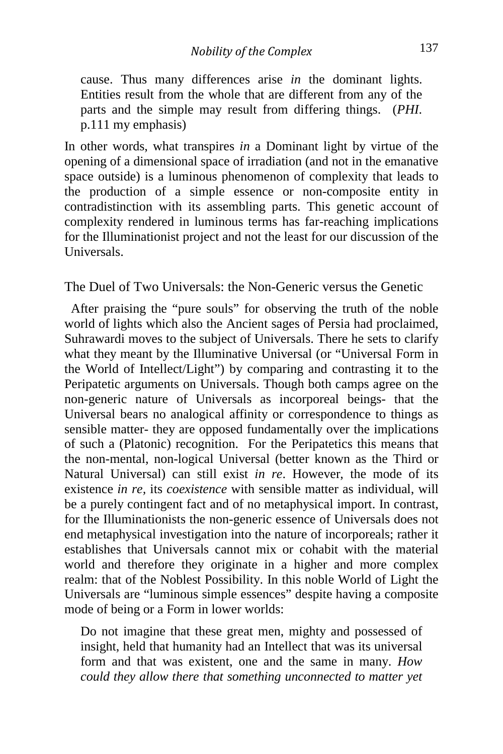> cause. Thus many differences arise *in* the dominant lights. Entities result from the whole that are different from any of the parts and the simple may result from differing things. (*PHI.* p.111 my emphasis)

In other words, what transpires *in* a Dominant light by virtue of the opening of a dimensional space of irradiation (and not in the emanative space outside) is a luminous phenomenon of complexity that leads to the production of a simple essence or non-composite entity in contradistinction with its assembling parts. This genetic account of complexity rendered in luminous terms has far-reaching implications for the Illuminationist project and not the least for our discussion of the Universals.

## The Duel of Two Universals: the Non-Generic versus the Genetic

After praising the "pure souls" for observing the truth of the noble world of lights which also the Ancient sages of Persia had proclaimed, Suhrawardi moves to the subject of Universals. There he sets to clarify what they meant by the Illuminative Universal (or "Universal Form in the World of Intellect/Light") by comparing and contrasting it to the Peripatetic arguments on Universals. Though both camps agree on the non-generic nature of Universals as incorporeal beings- that the Universal bears no analogical affinity or correspondence to things as sensible matter- they are opposed fundamentally over the implications of such a (Platonic) recognition. For the Peripatetics this means that the non-mental, non-logical Universal (better known as the Third or Natural Universal) can still exist *in re*. However, the mode of its existence *in re*, its *coexistence* with sensible matter as individual, will be a purely contingent fact and of no metaphysical import. In contrast, for the Illuminationists the non-generic essence of Universals does not end metaphysical investigation into the nature of incorporeals; rather it establishes that Universals cannot mix or cohabit with the material world and therefore they originate in a higher and more complex realm: that of the Noblest Possibility. In this noble World of Light the Universals are "luminous simple essences" despite having a composite mode of being or a Form in lower worlds:

> Do not imagine that these great men, mighty and possessed of insight, held that humanity had an Intellect that was its universal form and that was existent, one and the same in many. *How could they allow there that something unconnected to matter yet*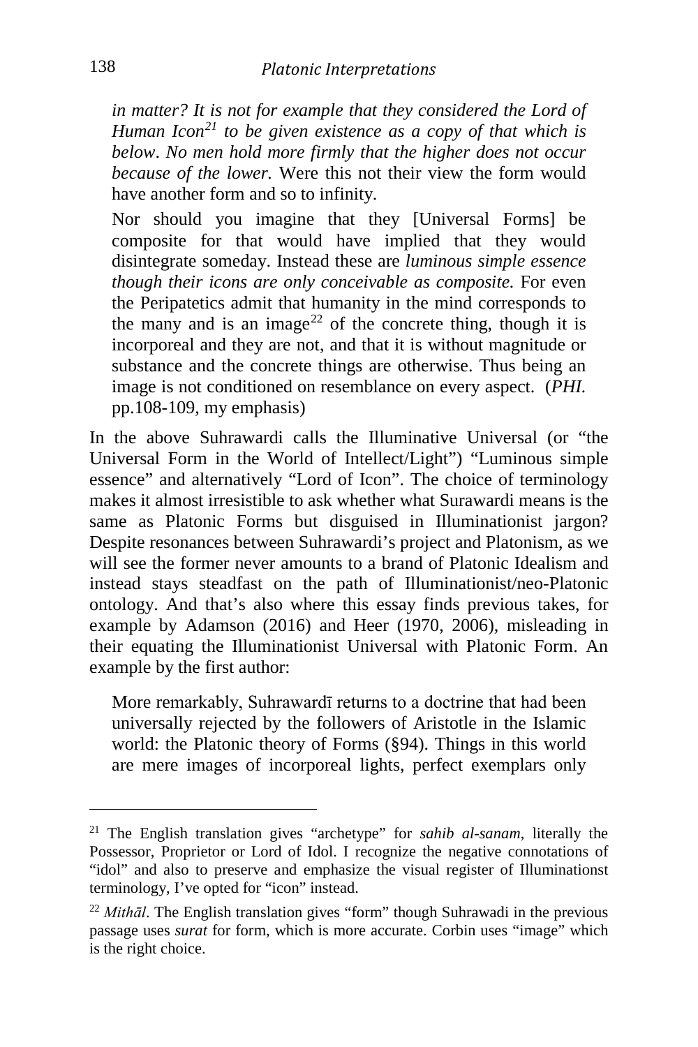> *in matter? It is not for example that they considered the Lord of Human Icon*[21] *to be given existence as a copy of that which is below*. *No men hold more firmly that the higher does not occur because of the lower.* Were this not their view the form would have another form and so to infinity.
>
> Nor should you imagine that they [Universal Forms] be composite for that would have implied that they would disintegrate someday. Instead these are *luminous simple essence though their icons are only conceivable as composite.* For even the Peripatetics admit that humanity in the mind corresponds to the many and is an image[22] of the concrete thing, though it is incorporeal and they are not, and that it is without magnitude or substance and the concrete things are otherwise. Thus being an image is not conditioned on resemblance on every aspect. (*PHI.* pp.108-109, my emphasis)

In the above Suhrawardi calls the Illuminative Universal (or "the Universal Form in the World of Intellect/Light") "Luminous simple essence" and alternatively "Lord of Icon". The choice of terminology makes it almost irresistible to ask whether what Surawardi means is the same as Platonic Forms but disguised in Illuminationist jargon? Despite resonances between Suhrawardi's project and Platonism, as we will see the former never amounts to a brand of Platonic Idealism and instead stays steadfast on the path of Illuminationist/neo-Platonic ontology. And that's also where this essay finds previous takes, for example by Adamson (2016) and Heer (1970, 2006), misleading in their equating the Illuminationist Universal with Platonic Form. An example by the first author:

> More remarkably, Suhrawardī returns to a doctrine that had been universally rejected by the followers of Aristotle in the Islamic world: the Platonic theory of Forms (§94). Things in this world are mere images of incorporeal lights, perfect exemplars only

---

[21] The English translation gives "archetype" for *sahib al-sanam*, literally the Possessor, Proprietor or Lord of Idol. I recognize the negative connotations of "idol" and also to preserve and emphasize the visual register of Illuminationst terminology, I've opted for "icon" instead.

[22] *Mithāl*. The English translation gives "form" though Suhrawadi in the previous passage uses *surat* for form, which is more accurate. Corbin uses "image" which is the right choice.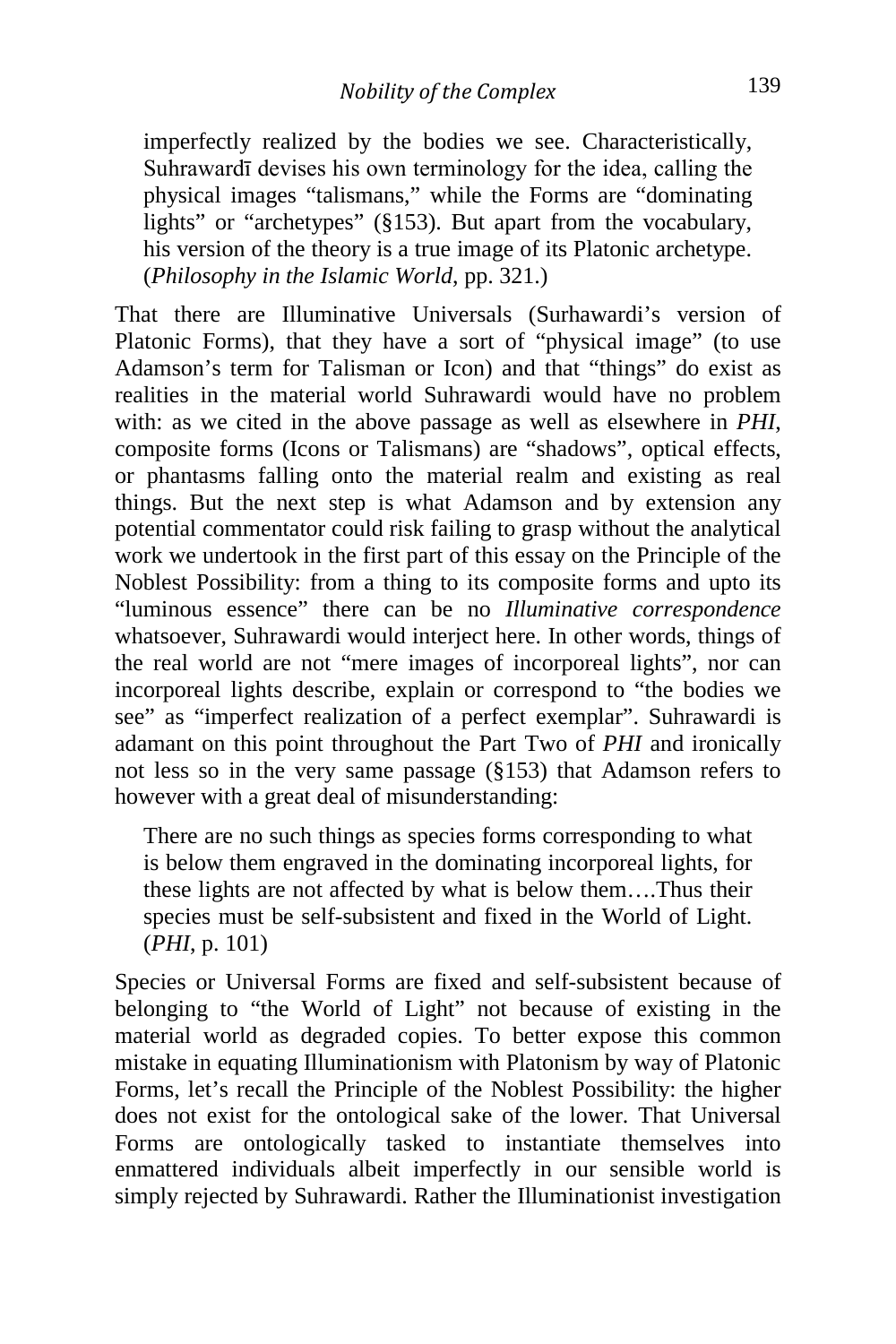> imperfectly realized by the bodies we see. Characteristically, Suhrawardī devises his own terminology for the idea, calling the physical images "talismans," while the Forms are "dominating lights" or "archetypes" (§153). But apart from the vocabulary, his version of the theory is a true image of its Platonic archetype. (*Philosophy in the Islamic World*, pp. 321.)

That there are Illuminative Universals (Surhawardi's version of Platonic Forms), that they have a sort of "physical image" (to use Adamson's term for Talisman or Icon) and that "things" do exist as realities in the material world Suhrawardi would have no problem with: as we cited in the above passage as well as elsewhere in *PHI*, composite forms (Icons or Talismans) are "shadows", optical effects, or phantasms falling onto the material realm and existing as real things. But the next step is what Adamson and by extension any potential commentator could risk failing to grasp without the analytical work we undertook in the first part of this essay on the Principle of the Noblest Possibility: from a thing to its composite forms and upto its "luminous essence" there can be no *Illuminative correspondence* whatsoever, Suhrawardi would interject here. In other words, things of the real world are not "mere images of incorporeal lights", nor can incorporeal lights describe, explain or correspond to "the bodies we see" as "imperfect realization of a perfect exemplar". Suhrawardi is adamant on this point throughout the Part Two of *PHI* and ironically not less so in the very same passage (§153) that Adamson refers to however with a great deal of misunderstanding:

> There are no such things as species forms corresponding to what is below them engraved in the dominating incorporeal lights, for these lights are not affected by what is below them….Thus their species must be self-subsistent and fixed in the World of Light. (*PHI*, p. 101)

Species or Universal Forms are fixed and self-subsistent because of belonging to "the World of Light" not because of existing in the material world as degraded copies. To better expose this common mistake in equating Illuminationism with Platonism by way of Platonic Forms, let's recall the Principle of the Noblest Possibility: the higher does not exist for the ontological sake of the lower. That Universal Forms are ontologically tasked to instantiate themselves into enmattered individuals albeit imperfectly in our sensible world is simply rejected by Suhrawardi. Rather the Illuminationist investigation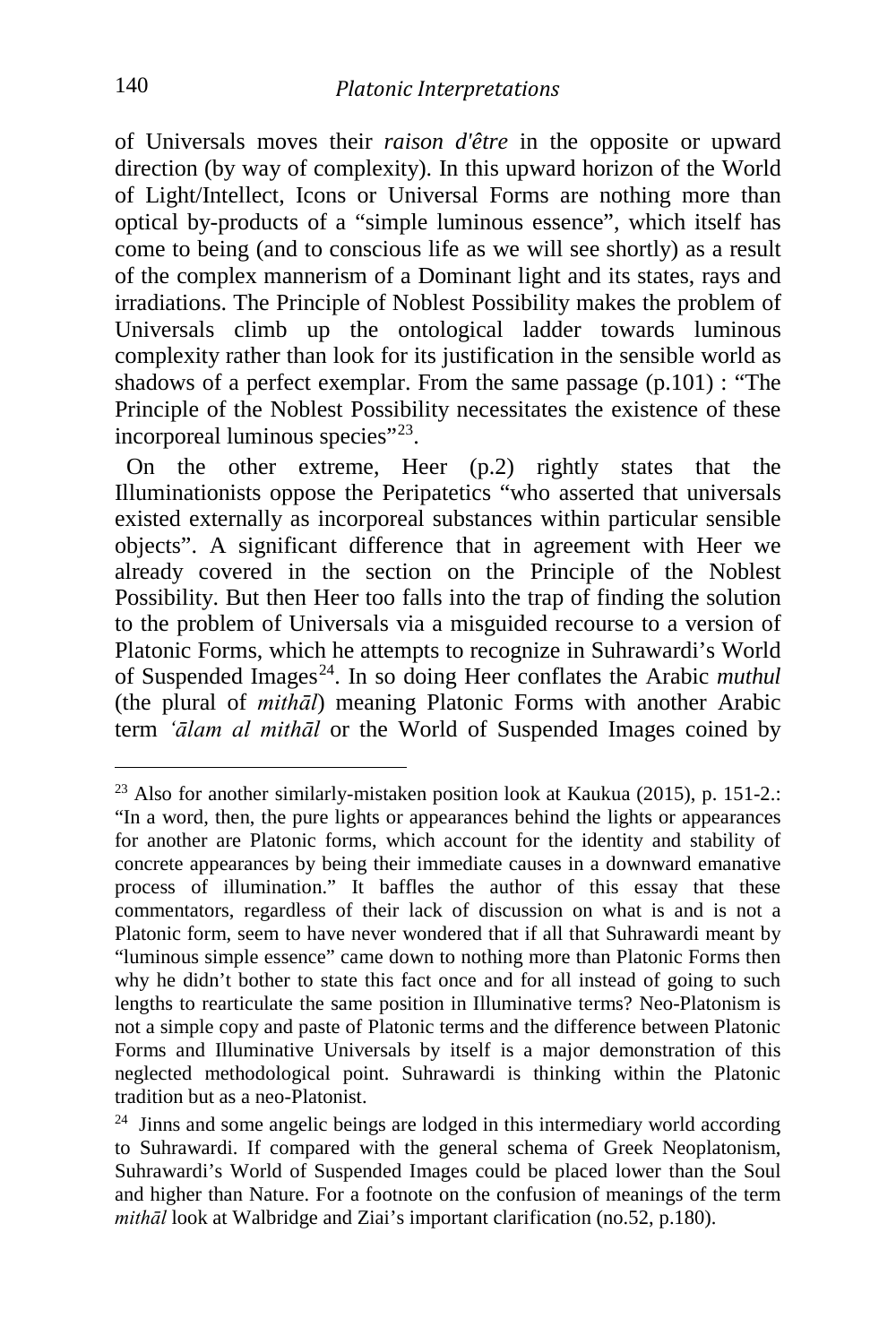of Universals moves their *raison d'être* in the opposite or upward direction (by way of complexity). In this upward horizon of the World of Light/Intellect, Icons or Universal Forms are nothing more than optical by-products of a "simple luminous essence", which itself has come to being (and to conscious life as we will see shortly) as a result of the complex mannerism of a Dominant light and its states, rays and irradiations. The Principle of Noblest Possibility makes the problem of Universals climb up the ontological ladder towards luminous complexity rather than look for its justification in the sensible world as shadows of a perfect exemplar. From the same passage (p.101) : "The Principle of the Noblest Possibility necessitates the existence of these incorporeal luminous species"[23].

On the other extreme, Heer (p.2) rightly states that the Illuminationists oppose the Peripatetics "who asserted that universals existed externally as incorporeal substances within particular sensible objects". A significant difference that in agreement with Heer we already covered in the section on the Principle of the Noblest Possibility. But then Heer too falls into the trap of finding the solution to the problem of Universals via a misguided recourse to a version of Platonic Forms, which he attempts to recognize in Suhrawardi's World of Suspended Images[24]. In so doing Heer conflates the Arabic *muthul* (the plural of *mithāl*) meaning Platonic Forms with another Arabic term *'ālam al mithāl* or the World of Suspended Images coined by

---

[23] Also for another similarly-mistaken position look at Kaukua (2015), p. 151-2.: "In a word, then, the pure lights or appearances behind the lights or appearances for another are Platonic forms, which account for the identity and stability of concrete appearances by being their immediate causes in a downward emanative process of illumination." It baffles the author of this essay that these commentators, regardless of their lack of discussion on what is and is not a Platonic form, seem to have never wondered that if all that Suhrawardi meant by "luminous simple essence" came down to nothing more than Platonic Forms then why he didn't bother to state this fact once and for all instead of going to such lengths to rearticulate the same position in Illuminative terms? Neo-Platonism is not a simple copy and paste of Platonic terms and the difference between Platonic Forms and Illuminative Universals by itself is a major demonstration of this neglected methodological point. Suhrawardi is thinking within the Platonic tradition but as a neo-Platonist.

[24] Jinns and some angelic beings are lodged in this intermediary world according to Suhrawardi. If compared with the general schema of Greek Neoplatonism, Suhrawardi's World of Suspended Images could be placed lower than the Soul and higher than Nature. For a footnote on the confusion of meanings of the term *mithāl* look at Walbridge and Ziai's important clarification (no.52, p.180).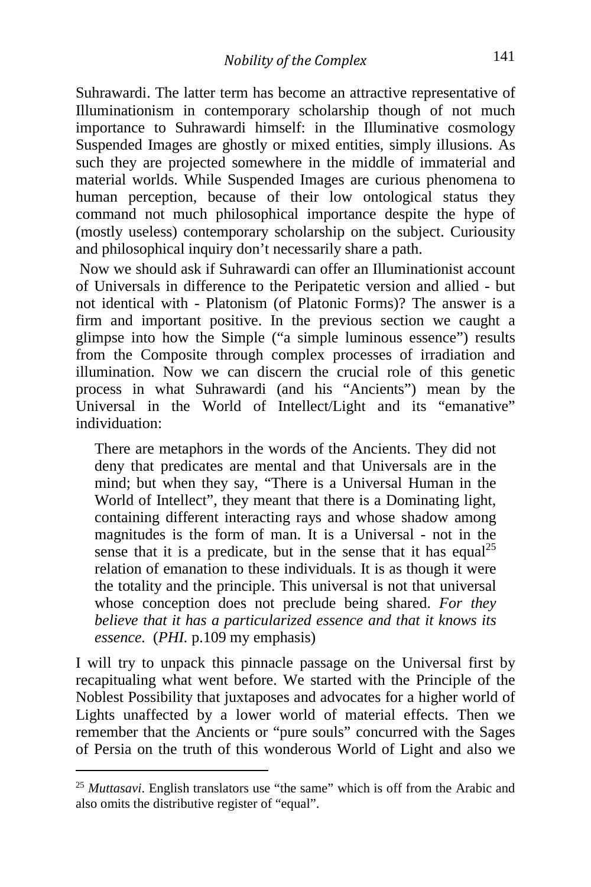Suhrawardi. The latter term has become an attractive representative of Illuminationism in contemporary scholarship though of not much importance to Suhrawardi himself: in the Illuminative cosmology Suspended Images are ghostly or mixed entities, simply illusions. As such they are projected somewhere in the middle of immaterial and material worlds. While Suspended Images are curious phenomena to human perception, because of their low ontological status they command not much philosophical importance despite the hype of (mostly useless) contemporary scholarship on the subject. Curiousity and philosophical inquiry don't necessarily share a path.

Now we should ask if Suhrawardi can offer an Illuminationist account of Universals in difference to the Peripatetic version and allied - but not identical with - Platonism (of Platonic Forms)? The answer is a firm and important positive. In the previous section we caught a glimpse into how the Simple ("a simple luminous essence") results from the Composite through complex processes of irradiation and illumination. Now we can discern the crucial role of this genetic process in what Suhrawardi (and his "Ancients") mean by the Universal in the World of Intellect/Light and its "emanative" individuation:

> There are metaphors in the words of the Ancients. They did not deny that predicates are mental and that Universals are in the mind; but when they say, "There is a Universal Human in the World of Intellect", they meant that there is a Dominating light, containing different interacting rays and whose shadow among magnitudes is the form of man. It is a Universal - not in the sense that it is a predicate, but in the sense that it has equal[25] relation of emanation to these individuals. It is as though it were the totality and the principle. This universal is not that universal whose conception does not preclude being shared. *For they believe that it has a particularized essence and that it knows its essence.* (*PHI.* p.109 my emphasis)

I will try to unpack this pinnacle passage on the Universal first by recapitualing what went before. We started with the Principle of the Noblest Possibility that juxtaposes and advocates for a higher world of Lights unaffected by a lower world of material effects. Then we remember that the Ancients or "pure souls" concurred with the Sages of Persia on the truth of this wonderous World of Light and also we

---

[25] *Muttasavi*. English translators use "the same" which is off from the Arabic and also omits the distributive register of "equal".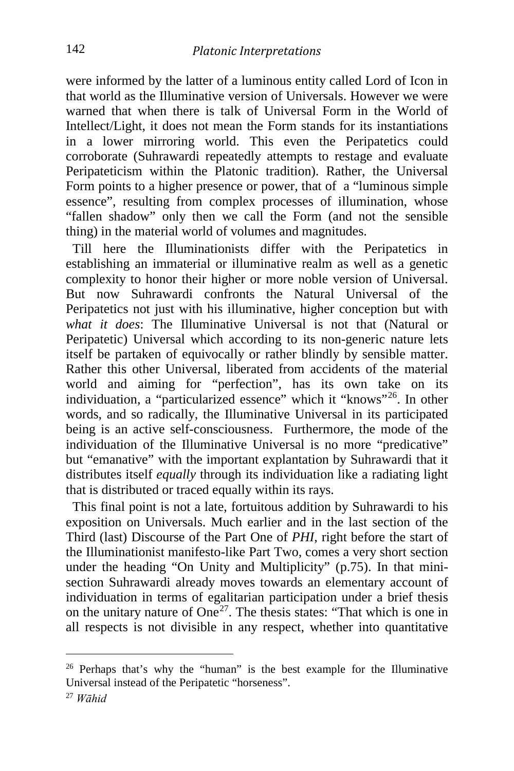were informed by the latter of a luminous entity called Lord of Icon in that world as the Illuminative version of Universals. However we were warned that when there is talk of Universal Form in the World of Intellect/Light, it does not mean the Form stands for its instantiations in a lower mirroring world. This even the Peripatetics could corroborate (Suhrawardi repeatedly attempts to restage and evaluate Peripateticism within the Platonic tradition). Rather, the Universal Form points to a higher presence or power, that of a "luminous simple essence", resulting from complex processes of illumination, whose "fallen shadow" only then we call the Form (and not the sensible thing) in the material world of volumes and magnitudes.

Till here the Illuminationists differ with the Peripatetics in establishing an immaterial or illuminative realm as well as a genetic complexity to honor their higher or more noble version of Universal. But now Suhrawardi confronts the Natural Universal of the Peripatetics not just with his illuminative, higher conception but with *what it does*: The Illuminative Universal is not that (Natural or Peripatetic) Universal which according to its non-generic nature lets itself be partaken of equivocally or rather blindly by sensible matter. Rather this other Universal, liberated from accidents of the material world and aiming for "perfection", has its own take on its individuation, a "particularized essence" which it "knows"[26]. In other words, and so radically, the Illuminative Universal in its participated being is an active self-consciousness. Furthermore, the mode of the individuation of the Illuminative Universal is no more "predicative" but "emanative" with the important explantation by Suhrawardi that it distributes itself *equally* through its individuation like a radiating light that is distributed or traced equally within its rays.

This final point is not a late, fortuitous addition by Suhrawardi to his exposition on Universals. Much earlier and in the last section of the Third (last) Discourse of the Part One of *PHI*, right before the start of the Illuminationist manifesto-like Part Two, comes a very short section under the heading "On Unity and Multiplicity" (p.75). In that mini-section Suhrawardi already moves towards an elementary account of individuation in terms of egalitarian participation under a brief thesis on the unitary nature of One[27]. The thesis states: "That which is one in all respects is not divisible in any respect, whether into quantitative

---

[26] Perhaps that's why the "human" is the best example for the Illuminative Universal instead of the Peripatetic "horseness".

[27] *Wāhid*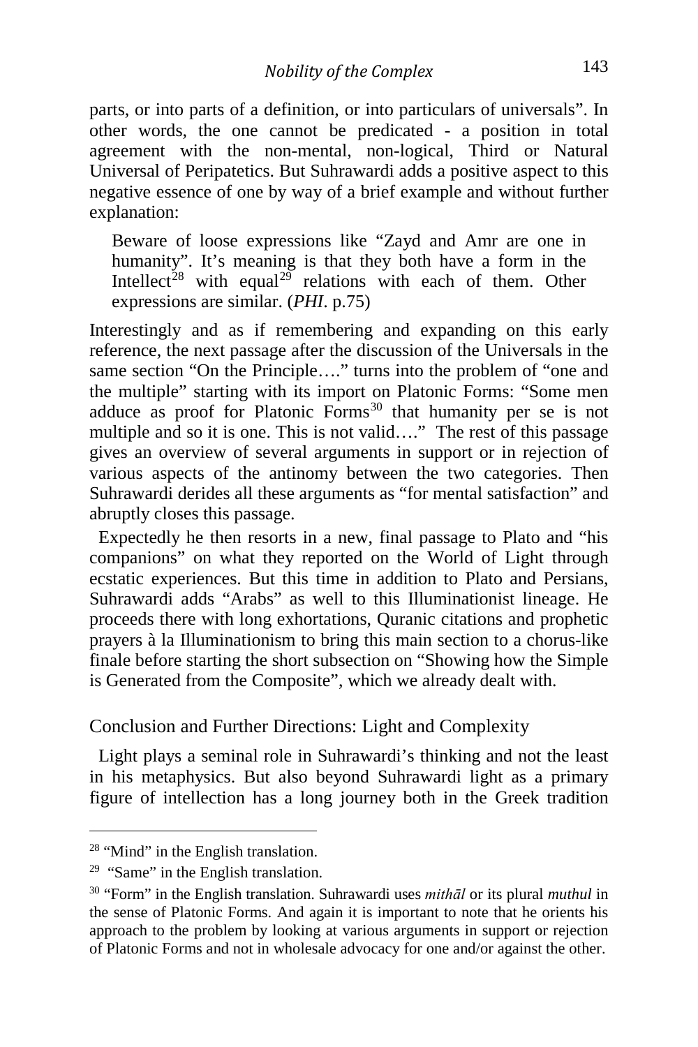parts, or into parts of a definition, or into particulars of universals". In other words, the one cannot be predicated - a position in total agreement with the non-mental, non-logical, Third or Natural Universal of Peripatetics. But Suhrawardi adds a positive aspect to this negative essence of one by way of a brief example and without further explanation:

> Beware of loose expressions like "Zayd and Amr are one in humanity". It's meaning is that they both have a form in the Intellect[28] with equal[29] relations with each of them. Other expressions are similar. (*PHI*. p.75)

Interestingly and as if remembering and expanding on this early reference, the next passage after the discussion of the Universals in the same section "On the Principle…." turns into the problem of "one and the multiple" starting with its import on Platonic Forms: "Some men adduce as proof for Platonic Forms[30] that humanity per se is not multiple and so it is one. This is not valid…." The rest of this passage gives an overview of several arguments in support or in rejection of various aspects of the antinomy between the two categories. Then Suhrawardi derides all these arguments as "for mental satisfaction" and abruptly closes this passage.

Expectedly he then resorts in a new, final passage to Plato and "his companions" on what they reported on the World of Light through ecstatic experiences. But this time in addition to Plato and Persians, Suhrawardi adds "Arabs" as well to this Illuminationist lineage. He proceeds there with long exhortations, Quranic citations and prophetic prayers à la Illuminationism to bring this main section to a chorus-like finale before starting the short subsection on "Showing how the Simple is Generated from the Composite", which we already dealt with.

## Conclusion and Further Directions: Light and Complexity

Light plays a seminal role in Suhrawardi's thinking and not the least in his metaphysics. But also beyond Suhrawardi light as a primary figure of intellection has a long journey both in the Greek tradition

---

[28] "Mind" in the English translation.

[29] "Same" in the English translation.

[30] "Form" in the English translation. Suhrawardi uses *mithāl* or its plural *muthul* in the sense of Platonic Forms. And again it is important to note that he orients his approach to the problem by looking at various arguments in support or rejection of Platonic Forms and not in wholesale advocacy for one and/or against the other.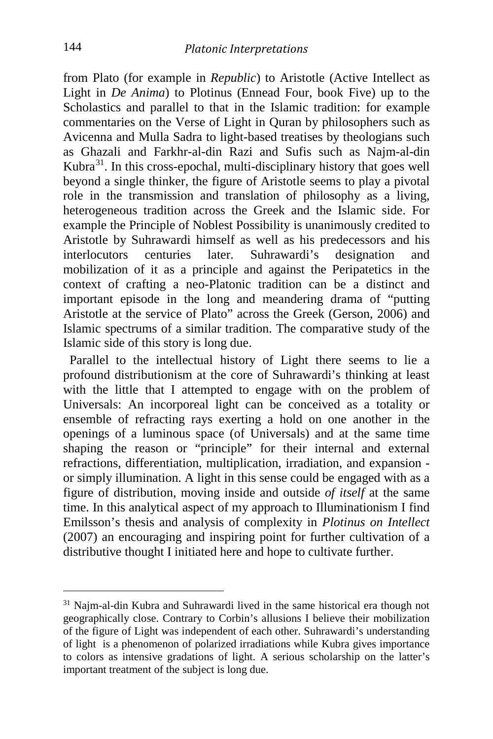from Plato (for example in *Republic*) to Aristotle (Active Intellect as Light in *De Anima*) to Plotinus (Ennead Four, book Five) up to the Scholastics and parallel to that in the Islamic tradition: for example commentaries on the Verse of Light in Quran by philosophers such as Avicenna and Mulla Sadra to light-based treatises by theologians such as Ghazali and Farkhr-al-din Razi and Sufis such as Najm-al-din Kubra[31]. In this cross-epochal, multi-disciplinary history that goes well beyond a single thinker, the figure of Aristotle seems to play a pivotal role in the transmission and translation of philosophy as a living, heterogeneous tradition across the Greek and the Islamic side. For example the Principle of Noblest Possibility is unanimously credited to Aristotle by Suhrawardi himself as well as his predecessors and his interlocutors centuries later. Suhrawardi's designation and mobilization of it as a principle and against the Peripatetics in the context of crafting a neo-Platonic tradition can be a distinct and important episode in the long and meandering drama of "putting Aristotle at the service of Plato" across the Greek (Gerson, 2006) and Islamic spectrums of a similar tradition. The comparative study of the Islamic side of this story is long due.

Parallel to the intellectual history of Light there seems to lie a profound distributionism at the core of Suhrawardi's thinking at least with the little that I attempted to engage with on the problem of Universals: An incorporeal light can be conceived as a totality or ensemble of refracting rays exerting a hold on one another in the openings of a luminous space (of Universals) and at the same time shaping the reason or "principle" for their internal and external refractions, differentiation, multiplication, irradiation, and expansion - or simply illumination. A light in this sense could be engaged with as a figure of distribution, moving inside and outside *of itself* at the same time. In this analytical aspect of my approach to Illuminationism I find Emilsson's thesis and analysis of complexity in *Plotinus on Intellect* (2007) an encouraging and inspiring point for further cultivation of a distributive thought I initiated here and hope to cultivate further.

---

[31] Najm-al-din Kubra and Suhrawardi lived in the same historical era though not geographically close. Contrary to Corbin's allusions I believe their mobilization of the figure of Light was independent of each other. Suhrawardi's understanding of light is a phenomenon of polarized irradiations while Kubra gives importance to colors as intensive gradations of light. A serious scholarship on the latter's important treatment of the subject is long due.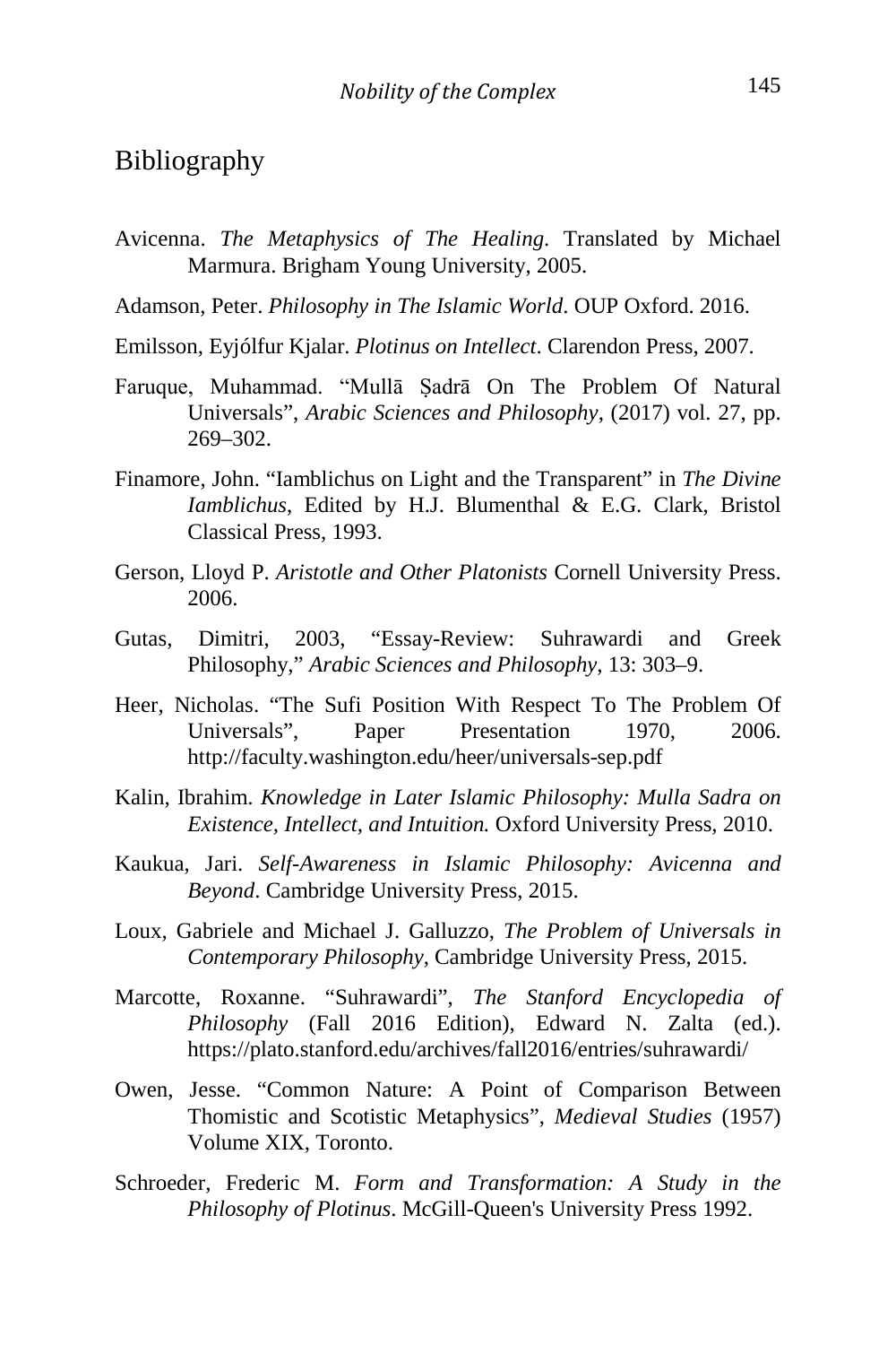## Bibliography

Avicenna. *The Metaphysics of The Healing*. Translated by Michael Marmura. Brigham Young University, 2005.

Adamson, Peter. *Philosophy in The Islamic World*. OUP Oxford. 2016.

Emilsson, Eyjólfur Kjalar. *Plotinus on Intellect*. Clarendon Press, 2007.

Faruque, Muhammad. "Mullā Ṣadrā On The Problem Of Natural Universals", *Arabic Sciences and Philosophy*, (2017) vol. 27, pp. 269–302.

Finamore, John. "Iamblichus on Light and the Transparent" in *The Divine Iamblichus*, Edited by H.J. Blumenthal & E.G. Clark, Bristol Classical Press, 1993.

Gerson, Lloyd P. *Aristotle and Other Platonists* Cornell University Press. 2006.

Gutas, Dimitri, 2003, "Essay-Review: Suhrawardi and Greek Philosophy," *Arabic Sciences and Philosophy*, 13: 303–9.

Heer, Nicholas. "The Sufi Position With Respect To The Problem Of Universals", Paper Presentation 1970, 2006. http://faculty.washington.edu/heer/universals-sep.pdf

Kalin, Ibrahim. *Knowledge in Later Islamic Philosophy: Mulla Sadra on Existence, Intellect, and Intuition.* Oxford University Press, 2010.

Kaukua, Jari. *Self-Awareness in Islamic Philosophy: Avicenna and Beyond*. Cambridge University Press, 2015.

Loux, Gabriele and Michael J. Galluzzo, *The Problem of Universals in Contemporary Philosophy*, Cambridge University Press, 2015.

Marcotte, Roxanne. "Suhrawardi", *The Stanford Encyclopedia of Philosophy* (Fall 2016 Edition), Edward N. Zalta (ed.). https://plato.stanford.edu/archives/fall2016/entries/suhrawardi/

Owen, Jesse. "Common Nature: A Point of Comparison Between Thomistic and Scotistic Metaphysics", *Medieval Studies* (1957) Volume XIX, Toronto.

Schroeder, Frederic M. *Form and Transformation: A Study in the Philosophy of Plotinus*. McGill-Queen's University Press 1992.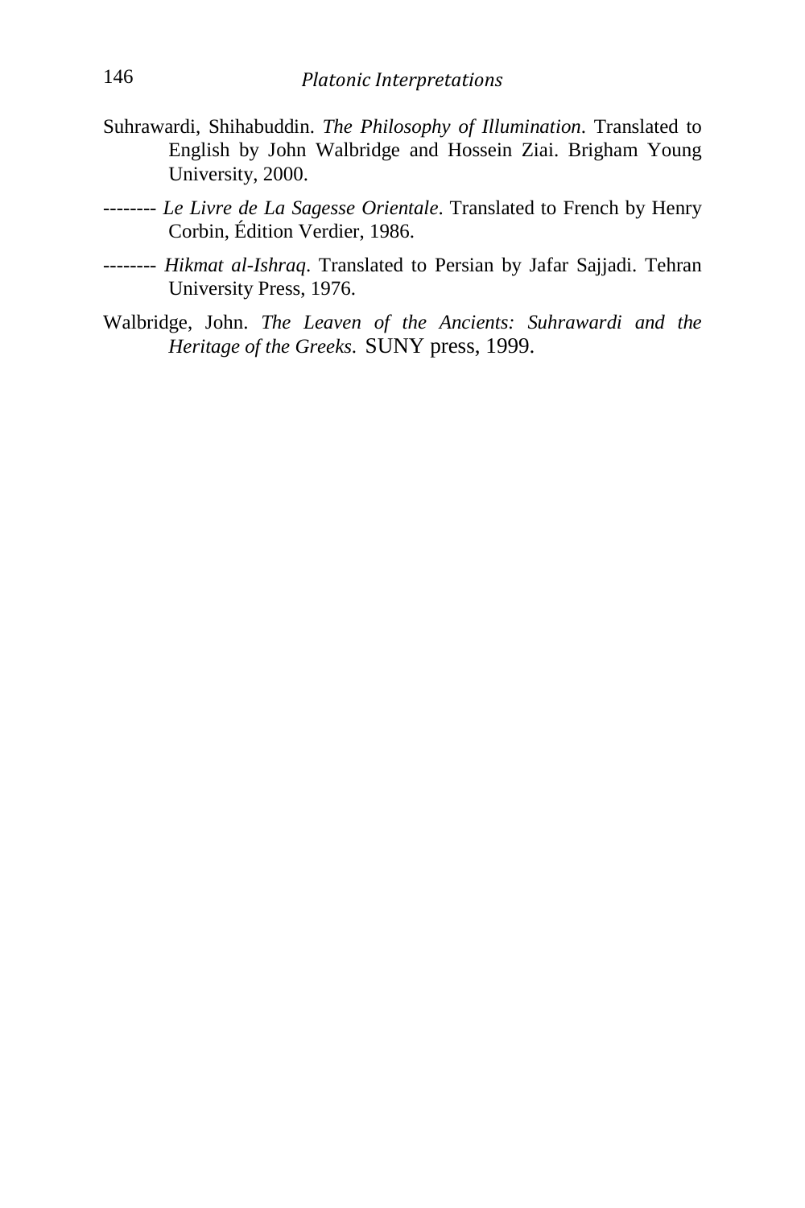Suhrawardi, Shihabuddin. *The Philosophy of Illumination*. Translated to English by John Walbridge and Hossein Ziai. Brigham Young University, 2000.

-------- *Le Livre de La Sagesse Orientale*. Translated to French by Henry Corbin, Édition Verdier, 1986.

-------- *Hikmat al-Ishraq*. Translated to Persian by Jafar Sajjadi. Tehran University Press, 1976.

Walbridge, John. *The Leaven of the Ancients: Suhrawardi and the Heritage of the Greeks.* SUNY press, 1999.